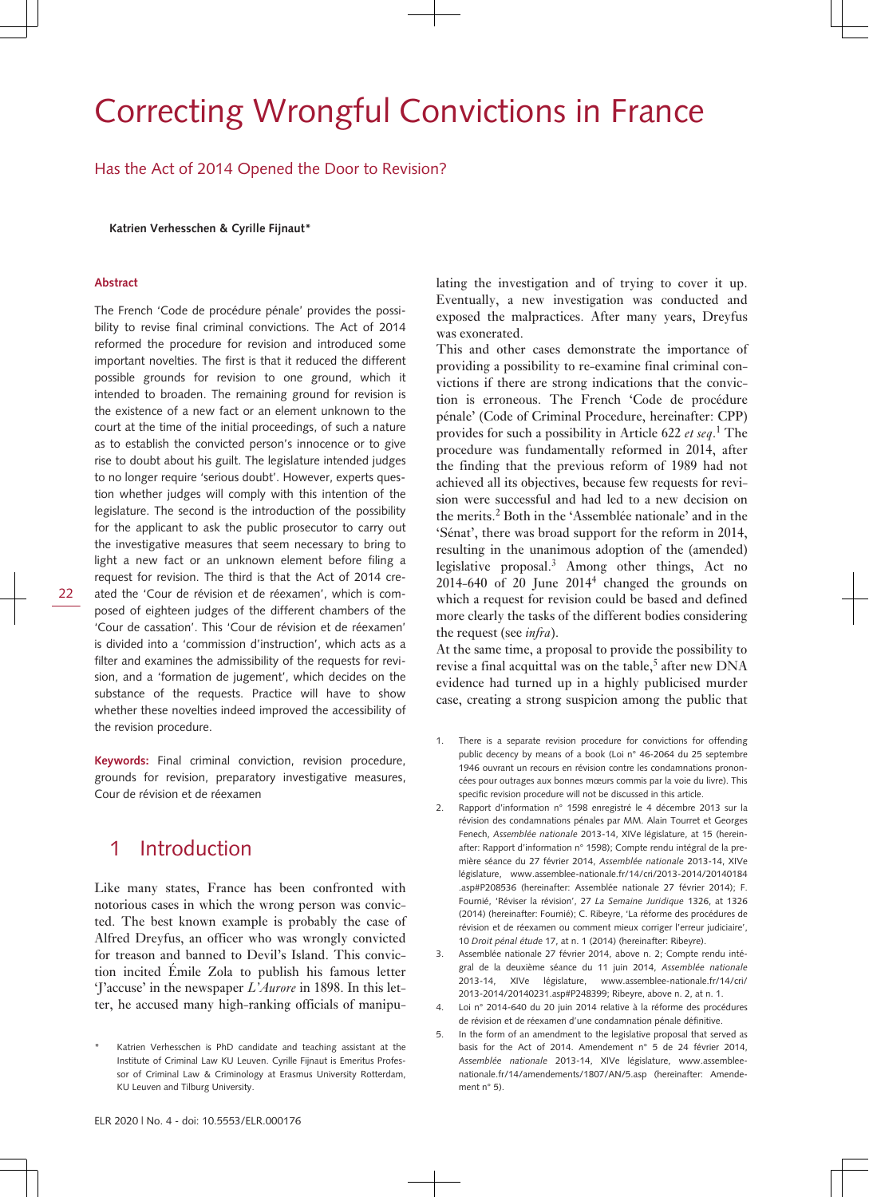# Correcting Wrongful Convictions in France

## Has the Act of 2014 Opened the Door to Revision?

**Katrien Verhesschen & Cyrille Fijnaut***

#### Abstract

The French 'Code de procédure pénale' provides the possibility to revise final criminal convictions. The Act of 2014 reformed the procedure for revision and introduced some important novelties. The first is that it reduced the different possible grounds for revision to one ground, which it intended to broaden. The remaining ground for revision is the existence of a new fact or of an element unknown to the court at the time of the initial proceedings, of such a nature as to establish the convicted person's innocence or to give rise to doubt about his guilt. The legislature intended judges to no longer require 'serious doubt'. However, experts question whether judges will comply with this intention of the legislature. The second is the introduction of the possibility for the applicant to ask the public prosecutor to carry out the investigative measures that seem necessary to bring to light a new fact or an unknown element before filing a request for revision. The third is that the Act of 2014 created the 'Cour de révision et de réexamen', which is composed of eighteen judges of the different chambers of the 'Cour de cassation'. This 'Cour de révision et de réexamen' is divided into a 'commission d'instruction', which acts as a filter and examines the admissibility of the requests for revision, and a 'formation de jugement', which decides on the substance of the requests. Practice will have to show whether these novelties indeed improved the accessibility of the revision procedure.

**Keywords:** Final criminal conviction, revision procedure, grounds for revision, preparatory investigative measures, Cour de révision et de réexamen

## 1 Introduction

Like many states, France has been confronted with notorious cases in which the wrong person was convicted. The best known example is probably the case of Alfred Dreyfus, an officer who was wrongly convicted for treason and banned to Devil's Island. This conviction incited Émile Zola to publish his famous letter 'J'accuse' in the newspaper *L'Aurore* in 1898. In this letter, he accused many high-ranking officials of manipulating the investigation and of trying to cover it up. Eventually, a new investigation was conducted and exposed the malpractices. After many years, Dreyfus was exonerated.

This and other cases demonstrate the importance of providing a possibility to re-examine final criminal convictions if there are strong indications that the conviction is erroneous. The French 'Code de procédure pénale' (Code of Criminal Procedure, hereinafter: CPP) provides for such a possibility in Article 622 *et seq*.[1] The procedure was fundamentally reformed in 2014, after the finding that the previous reform of 1989 had not achieved all its objectives, because few requests for revision were successful and had led to a new decision on the merits.[2] Both in the 'Assemblée nationale' and in the 'Sénat', there was broad support for the reform in 2014, resulting in the unanimous adoption of the (amended) legislative proposal.[3] Among other things, Act no 2014-640 of 20 June 2014[4] changed the grounds on which a request for revision could be based and defined more clearly the tasks of the different bodies considering the request (see *infra*).

At the same time, a proposal to provide the possibility to revise a final acquittal was on the table,[5] after new DNA evidence had turned up in a highly publicised murder case, creating a strong suspicion among the public that

---

\* Katrien Verhesschen is PhD candidate and teaching assistant at the Institute of Criminal Law KU Leuven. Cyrille Fijnaut is Emeritus Professor of Criminal Law & Criminology at Erasmus University Rotterdam, KU Leuven and Tilburg University.

1. There is a separate revision procedure for convictions for offending public decency by means of a book (Loi n° 46-2064 du 25 septembre 1946 ouvrant un recours en révision contre les condamnations prononcées pour outrages aux bonnes mœurs commis par la voie du livre). This specific revision procedure will not be discussed in this article.
2. Rapport d'information n° 1598 enregistré le 4 décembre 2013 sur la révision des condamnations pénales par MM. Alain Tourret et Georges Fenech, *Assemblée nationale* 2013-14, XIVe législature, at 15 (hereinafter: Rapport d'information n° 1598); Compte rendu intégral de la première séance du 27 février 2014, *Assemblée nationale* 2013-14, XIVe législature, www.assemblee-nationale.fr/14/cri/2013-2014/20140184.asp#P208536 (hereinafter: Assemblée nationale 27 février 2014); F. Fournié, 'Réviser la révision', 27 *La Semaine Juridique* 1326, at 1326 (2014) (hereinafter: Fournié); C. Ribeyre, 'La réforme des procédures de révision et de réexamen ou comment mieux corriger l'erreur judiciaire', 10 *Droit pénal étude* 17, at n. 1 (2014) (hereinafter: Ribeyre).
3. Assemblée nationale 27 février 2014, above n. 2; Compte rendu intégral de la deuxième séance du 11 juin 2014, *Assemblée nationale* 2013-14, XIVe législature, www.assemblee-nationale.fr/14/cri/2013-2014/20140231.asp#P248399; Ribeyre, above n. 2, at n. 1.
4. Loi n° 2014-640 du 20 juin 2014 relative à la réforme des procédures de révision et de réexamen d'une condamnation pénale définitive.
5. In the form of an amendment to the legislative proposal that served as basis for the Act of 2014. Amendement n° 5 de 24 février 2014, *Assemblée nationale* 2013-14, XIVe législature, www.assemblee-nationale.fr/14/amendements/1807/AN/5.asp (hereinafter: Amendement n° 5).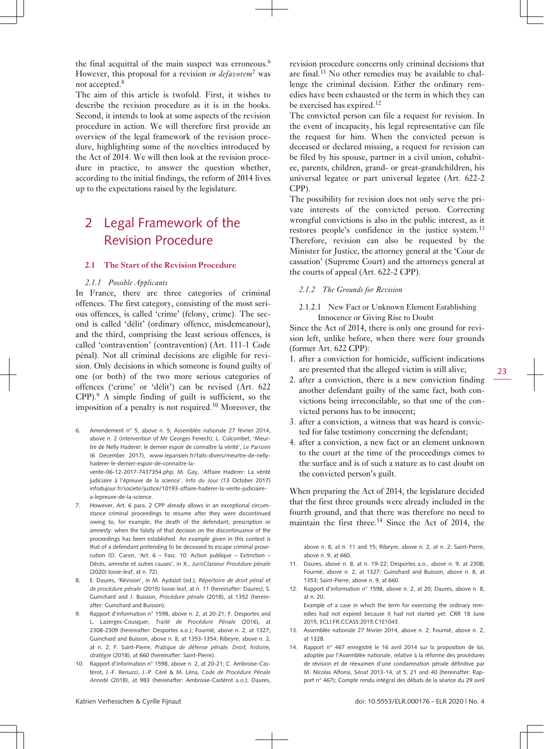the final acquittal of the main suspect was erroneous.[6] However, this proposal for a revision *in defavorem*[7] was not accepted.[8]

The aim of this article is twofold. First, it wishes to describe the revision procedure as it is in the books. Second, it intends to look at some aspects of the revision procedure in action. We will therefore first provide an overview of the legal framework of the revision procedure, highlighting some of the novelties introduced by the Act of 2014. We will then look at the revision procedure in practice, to answer the question whether, according to the initial findings, the reform of 2014 lives up to the expectations raised by the legislature.

## 2 Legal Framework of the Revision Procedure

### 2.1 The Start of the Revision Procedure

#### *2.1.1 Possible Applicants*

In France, there are three categories of criminal offences. The first category, consisting of the most serious offences, is called 'crime' (felony, crime). The second is called 'délit' (ordinary offence, misdemeanour), and the third, comprising the least serious offences, is called 'contravention' (contravention) (Art. 111-1 Code pénal). Not all criminal decisions are eligible for revision. Only decisions in which someone is found guilty of one (or both) of the two more serious categories of offences ('crime' or 'délit') can be revised (Art. 622 CPP).[9] A simple finding of guilt is sufficient, so the imposition of a penalty is not required.[10] Moreover, the revision procedure concerns only criminal decisions that are final.[11] No other remedies may be available to challenge the criminal decision. Either the ordinary remedies have been exhausted or the term in which they can be exercised has expired.[12]

The convicted person can file a request for revision. In the event of incapacity, his legal representative can file the request for him. When the convicted person is deceased or declared missing, a request for revision can be filed by his spouse, partner in a civil union, cohabitee, parents, children, grand- or great-grandchildren, his universal legatee or part universal legatee (Art. 622-2 CPP).

The possibility for revision does not only serve the private interests of the convicted person. Correcting wrongful convictions is also in the public interest, as it restores people's confidence in the justice system.[13] Therefore, revision can also be requested by the Minister for Justice, the attorney general at the 'Cour de cassation' (Supreme Court) and the attorneys general at the courts of appeal (Art. 622-2 CPP).

#### *2.1.2 The Grounds for Revision*

##### 2.1.2.1 New Fact or Unknown Element Establishing Innocence or Giving Rise to Doubt

Since the Act of 2014, there is only one ground for revision left, unlike before, when there were four grounds (former Art. 622 CPP):

1. after a conviction for homicide, sufficient indications are presented that the alleged victim is still alive;
2. after a conviction, there is a new conviction finding another defendant guilty of the same fact, both convictions being irreconcilable, so that one of the convicted persons has to be innocent;
3. after a conviction, a witness that was heard is convicted for false testimony concerning the defendant;
4. after a conviction, a new fact or an element unknown to the court at the time of the proceedings comes to the surface and is of such a nature as to cast doubt on the convicted person's guilt.

When preparing the Act of 2014, the legislature decided that the first three grounds were already included in the fourth ground, and that there was therefore no need to maintain the first three.[14] Since the Act of 2014, the

---

6. Amendement n° 5, above n. 5; Assemblée nationale 27 février 2014, above n. 2 (intervention of Mr Georges Fenech); L. Colcombet, 'Meurtre de Nelly Haderer: le dernier espoir de connaître la vérité', *Le Parisien* (6 December 2017), www.leparisien.fr/faits-divers/meurtre-de-nelly-haderer-le-dernier-espoir-de-connaitre-la-verite-06-12-2017-7437354.php; M. Gay, 'Affaire Haderer: La vérité judiciaire à l'épreuve de la science', *Info du Jour* (13 October 2017) infodujour.fr/societe/justice/10193-affaire-haderer-la-verite-judiciaire-a-lepreuve-de-la-science.
7. However, Art. 6 para. 2 CPP already allows in an exceptional circumstance criminal proceedings to resume after they were discontinued owing to, for example, the death of the defendant, prescription or amnesty: when the falsity of that decision on the discontinuance of the proceedings has been established. An example given in this context is that of a defendant pretending to be deceased to escape criminal prosecution (D. Caron, 'Art. 6 – Fasc. 10: Action publique – Extinction – Décès, amnistie et autres causes', in X., *JurisClasseur Procédure pénale* (2020) loose-leaf, at n. 72).
8. E. Daures, 'Révision', in M. Aydalot (ed.), *Répertoire de droit pénal et de procédure pénale* (2015) loose-leaf, at n. 11 (hereinafter: Daures); S. Guinchard and J. Buisson, *Procédure pénale* (2018), at 1352 (hereinafter: Guinchard and Buisson).
9. Rapport d'information n° 1598, above n. 2, at 20-21; F. Desportes and L. Lazerges-Cousquer, *Traité de Procédure Pénale* (2016), at 2308-2309 (hereinafter: Desportes a.o.); Fournié, above n. 2, at 1327; Guinchard and Buisson, above n. 8, at 1353-1354; Ribeyre, above n. 2, at n. 2; F. Saint-Pierre, *Pratique de défense pénale. Droit, histoire, stratégie* (2018), at 660 (hereinafter: Saint-Pierre).
10. Rapport d'information n° 1598, above n. 2, at 20-21; C. Ambroise-Castérot, J.-F. Renucci, J.-P. Céré & M. Léna, *Code de Procédure Pénale Annoté* (2018), at 983 (hereinafter: Ambroise-Castérot a.o.); Daures, above n. 8, at n. 11 and 15; Ribeyre, above n. 2, at n. 2; Saint-Pierre, above n. 9, at 660.
11. Daures, above n. 8, at n. 19-22; Desportes a.o., above n. 9, at 2308; Fournié, above n. 2, at 1327; Guinchard and Buisson, above n. 8, at 1353; Saint-Pierre, above n. 9, at 660.
12. Rapport d'information n° 1598, above n. 2, at 20; Daures, above n. 8, at n. 20.
    Example of a case in which the term for exercising the ordinary remedies had not expired because it had not started yet: CRR 18 June 2015, ECLI:FR:CCASS:2015:C1E1043.
13. Assemblée nationale 27 février 2014, above n. 2; Fournié, above n. 2, at 1328.
14. Rapport n° 467 enregistré le 16 avril 2014 sur la proposition de loi, adoptée par l'Assemblée nationale, relative à la réforme des procédures de révision et de réexamen d'une condamnation pénale définitive par M. Nicolas Alfonsi, *Sénat* 2013-14, at 5, 21 and 40 (hereinafter: Rapport n° 467); Compte rendu intégral des débats de la séance du 29 avril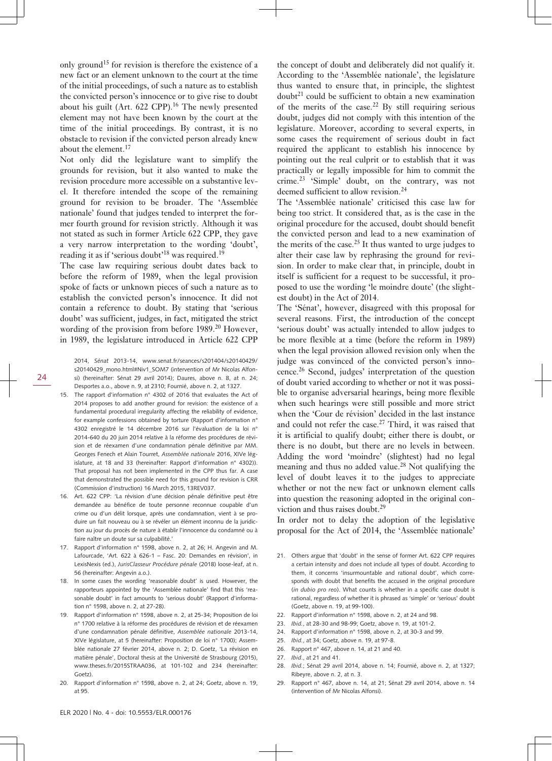only ground[15] for revision is therefore the existence of a new fact or an element unknown to the court at the time of the initial proceedings, of such a nature as to establish the convicted person's innocence or to give rise to doubt about his guilt (Art. 622 CPP).[16] The newly presented element may not have been known by the court at the time of the initial proceedings. By contrast, it is no obstacle to revision if the convicted person already knew about the element.[17]

Not only did the legislature want to simplify the grounds for revision, but it also wanted to make the revision procedure more accessible on a substantive level. It therefore intended the scope of the remaining ground for revision to be broader. The 'Assemblée nationale' found that judges tended to interpret the former fourth ground for revision strictly. Although it was not stated as such in former Article 622 CPP, they gave a very narrow interpretation to the wording 'doubt', reading it as if 'serious doubt'[18] was required.[19]

The case law requiring serious doubt dates back to before the reform of 1989, when the legal provision spoke of facts or unknown pieces of such a nature as to establish the convicted person's innocence. It did not contain a reference to doubt. By stating that 'serious doubt' was sufficient, judges, in fact, mitigated the strict wording of the provision from before 1989.[20] However, in 1989, the legislature introduced in Article 622 CPP the concept of doubt and deliberately did not qualify it. According to the 'Assemblée nationale', the legislature thus wanted to ensure that, in principle, the slightest doubt[21] could be sufficient to obtain a new examination of the merits of the case.[22] By still requiring serious doubt, judges did not comply with this intention of the legislature. Moreover, according to several experts, in some cases the requirement of serious doubt in fact required the applicant to establish his innocence by pointing out the real culprit or to establish that it was practically or legally impossible for him to commit the crime.[23] 'Simple' doubt, on the contrary, was not deemed sufficient to allow revision.[24]

The 'Assemblée nationale' criticised this case law for being too strict. It considered that, as is the case in the original procedure for the accused, doubt should benefit the convicted person and lead to a new examination of the merits of the case.[25] It thus wanted to urge judges to alter their case law by rephrasing the ground for revision. In order to make clear that, in principle, doubt in itself is sufficient for a request to be successful, it proposed to use the wording 'le moindre doute' (the slightest doubt) in the Act of 2014.

The 'Sénat', however, disagreed with this proposal for several reasons. First, the introduction of the concept 'serious doubt' was actually intended to allow judges to be more flexible at a time (before the reform in 1989) when the legal provision allowed revision only when the judge was convinced of the convicted person's innocence.[26] Second, judges' interpretation of the question of doubt varied according to whether or not it was possible to organise adversarial hearings, being more flexible when such hearings were still possible and more strict when the 'Cour de révision' decided in the last instance and could not refer the case.[27] Third, it was raised that it is artificial to qualify doubt; either there is doubt, or there is no doubt, but there are no levels in between. Adding the word 'moindre' (slightest) had no legal meaning and thus no added value.[28] Not qualifying the level of doubt leaves it to the judges to appreciate whether or not the new fact or unknown element calls into question the reasoning adopted in the original conviction and thus raises doubt.[29]

In order not to delay the adoption of the legislative proposal for the Act of 2014, the 'Assemblée nationale'

---

2014, *Sénat* 2013-14, www.senat.fr/seances/s201404/s20140429/s20140429_mono.html#Niv1_SOM7 (intervention of Mr Nicolas Alfonsi) (hereinafter: Sénat 29 avril 2014); Daures, above n. 8, at n. 24; Desportes a.o., above n. 9, at 2310; Fournié, above n. 2, at 1327.

15. The rapport d'information n° 4302 of 2016 that evaluates the Act of 2014 proposes to add another ground for revision: the existence of a fundamental procedural irregularity affecting the reliability of evidence, for example confessions obtained by torture (Rapport d'information n° 4302 enregistré le 14 décembre 2016 sur l'évaluation de la loi n° 2014-640 du 20 juin 2014 relative à la réforme des procédures de révision et de réexamen d'une condamnation pénale définitive par MM. Georges Fenech et Alain Tourret, *Assemblée nationale* 2016, XIVe législature, at 18 and 33 (hereinafter: Rapport d'information n° 4302)). That proposal has not been implemented in the CPP thus far. A case that demonstrated the possible need for this ground for revision is CRR (Commission d'instruction) 16 March 2015, 13REV037.
16. Art. 622 CPP: 'La révision d'une décision pénale définitive peut être demandée au bénéfice de toute personne reconnue coupable d'un crime ou d'un délit lorsque, après une condamnation, vient à se produire un fait nouveau ou à se révéler un élément inconnu de la juridiction au jour du procès de nature à établir l'innocence du condamné ou à faire naître un doute sur sa culpabilité.'
17. Rapport d'information n° 1598, above n. 2, at 26; H. Angevin and M. Lafourcade, 'Art. 622 à 626-1 – Fasc. 20: Demandes en révision', in LexisNexis (ed.), *JurisClasseur Procédure pénale* (2018) loose-leaf, at n. 56 (hereinafter: Angevin a.o.).
18. In some cases the wording 'reasonable doubt' is used. However, the rapporteurs appointed by the 'Assemblée nationale' find that this 'reasonable doubt' in fact amounts to 'serious doubt' (Rapport d'information n° 1598, above n. 2, at 27-28).
19. Rapport d'information n° 1598, above n. 2, at 25-34; Proposition de loi n° 1700 relative à la réforme des procédures de révision et de réexamen d'une condamnation pénale définitive, *Assemblée nationale* 2013-14, XIVe législature, at 5 (hereinafter: Proposition de loi n° 1700); Assemblée nationale 27 février 2014, above n. 2; D. Goetz, 'La révision en matière pénale', Doctoral thesis at the Université de Strasbourg (2015), www.theses.fr/2015STRAA036, at 101-102 and 234 (hereinafter: Goetz).
20. Rapport d'information n° 1598, above n. 2, at 24; Goetz, above n. 19, at 95.
21. Others argue that 'doubt' in the sense of former Art. 622 CPP requires a certain intensity and does not include all types of doubt. According to them, it concerns 'insurmountable and rational doubt', which corresponds with doubt that benefits the accused in the original procedure (*in dubio pro reo*). What counts is whether in a specific case doubt is rational, regardless of whether it is phrased as 'simple' or 'serious' doubt (Goetz, above n. 19, at 99-100).
22. Rapport d'information n° 1598, above n. 2, at 24 and 98.
23. *Ibid.*, at 28-30 and 98-99; Goetz, above n. 19, at 101-2.
24. Rapport d'information n° 1598, above n. 2, at 30-3 and 99.
25. *Ibid.*, at 34; Goetz, above n. 19, at 97-8.
26. Rapport n° 467, above n. 14, at 21 and 40.
27. *Ibid.*, at 21 and 41.
28. *Ibid.*; Sénat 29 avril 2014, above n. 14; Fournié, above n. 2, at 1327; Ribeyre, above n. 2, at n. 3.
29. Rapport n° 467, above n. 14, at 21; Sénat 29 avril 2014, above n. 14 (intervention of Mr Nicolas Alfonsi).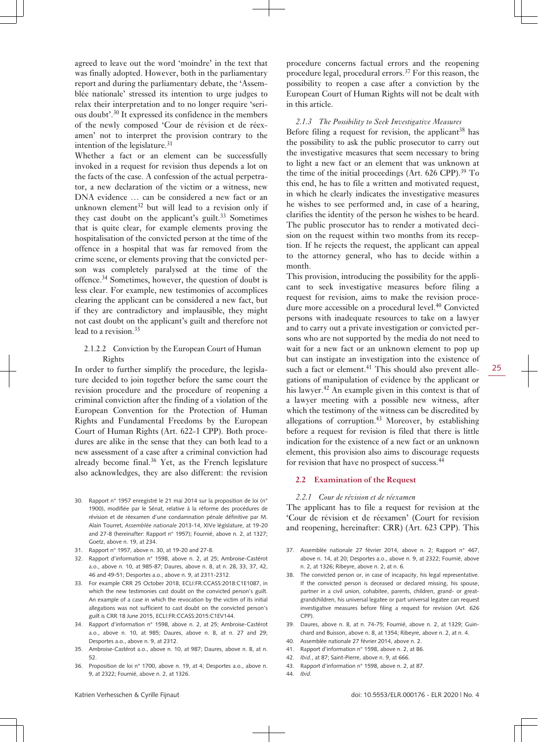agreed to leave out the word 'moindre' in the text that was finally adopted. However, both in the parliamentary report and during the parliamentary debate, the 'Assemblée nationale' stressed its intention to urge judges to relax their interpretation and to no longer require 'serious doubt'.[30] It expressed its confidence in the members of the newly composed 'Cour de révision et de réexamen' not to interpret the provision contrary to the intention of the legislature.[31]

Whether a fact or an element can be successfully invoked in a request for revision thus depends a lot on the facts of the case. A confession of the actual perpetrator, a new declaration of the victim or a witness, new DNA evidence … can be considered a new fact or an unknown element[32] but will lead to a revision only if they cast doubt on the applicant's guilt.[33] Sometimes that is quite clear, for example elements proving the hospitalisation of the convicted person at the time of the offence in a hospital that was far removed from the crime scene, or elements proving that the convicted person was completely paralysed at the time of the offence.[34] Sometimes, however, the question of doubt is less clear. For example, new testimonies of accomplices clearing the applicant can be considered a new fact, but if they are contradictory and implausible, they might not cast doubt on the applicant's guilt and therefore not lead to a revision.[35]

#### 2.1.2.2 Conviction by the European Court of Human Rights

In order to further simplify the procedure, the legislature decided to join together before the same court the revision procedure and the procedure of reopening a criminal conviction after the finding of a violation of the European Convention for the Protection of Human Rights and Fundamental Freedoms by the European Court of Human Rights (Art. 622-1 CPP). Both procedures are alike in the sense that they can both lead to a new assessment of a case after a criminal conviction had already become final.[36] Yet, as the French legislature also acknowledges, they are also different: the revision procedure concerns factual errors and the reopening procedure legal, procedural errors.[37] For this reason, the possibility to reopen a case after a conviction by the European Court of Human Rights will not be dealt with in this article.

#### *2.1.3 The Possibility to Seek Investigative Measures*

Before filing a request for revision, the applicant[38] has the possibility to ask the public prosecutor to carry out the investigative measures that seem necessary to bring to light a new fact or an element that was unknown at the time of the initial proceedings (Art. 626 CPP).[39] To this end, he has to file a written and motivated request, in which he clearly indicates the investigative measures he wishes to see performed and, in case of a hearing, clarifies the identity of the person he wishes to be heard. The public prosecutor has to render a motivated decision on the request within two months from its reception. If he rejects the request, the applicant can appeal to the attorney general, who has to decide within a month.

This provision, introducing the possibility for the applicant to seek investigative measures before filing a request for revision, aims to make the revision procedure more accessible on a procedural level.[40] Convicted persons with inadequate resources to take on a lawyer and to carry out a private investigation or convicted persons who are not supported by the media do not need to wait for a new fact or an unknown element to pop up but can instigate an investigation into the existence of such a fact or element.[41] This should also prevent allegations of manipulation of evidence by the applicant or his lawyer.[42] An example given in this context is that of a lawyer meeting with a possible new witness, after which the testimony of the witness can be discredited by allegations of corruption.[43] Moreover, by establishing before a request for revision is filed that there is little indication for the existence of a new fact or an unknown element, this provision also aims to discourage requests for revision that have no prospect of success.[44]

### 2.2 Examination of the Request

#### *2.2.1 Cour de révision et de réexamen*

The applicant has to file a request for revision at the 'Cour de révision et de réexamen' (Court for revision and reopening, hereinafter: CRR) (Art. 623 CPP). This

30. Rapport n° 1957 enregistré le 21 mai 2014 sur la proposition de loi (n° 1900), modifiée par le Sénat, relative à la réforme des procédures de révision et de réexamen d'une condamnation pénale définitive par M. Alain Tourret, *Assemblée nationale* 2013-14, XIVe législature, at 19-20 and 27-8 (hereinafter: Rapport n° 1957); Fournié, above n. 2, at 1327; Goetz, above n. 19, at 234.
31. Rapport n° 1957, above n. 30, at 19-20 and 27-8.
32. Rapport d'information n° 1598, above n. 2, at 25; Ambroise-Castérot a.o., above n. 10, at 985-87; Daures, above n. 8, at n. 28, 33, 37, 42, 46 and 49-51; Desportes a.o., above n. 9, at 2311-2312.
33. For example CRR 25 October 2018, ECLI:FR:CCASS:2018:C1E1087, in which the new testimonies cast doubt on the convicted person's guilt. An example of a case in which the revocation by the victim of its initial allegations was not sufficient to cast doubt on the convicted person's guilt is CRR 18 June 2015, ECLI:FR:CCASS:2015:C1EV144.
34. Rapport d'information n° 1598, above n. 2, at 25; Ambroise-Castérot a.o., above n. 10, at 985; Daures, above n. 8, at n. 27 and 29; Desportes a.o., above n. 9, at 2312.
35. Ambroise-Castérot a.o., above n. 10, at 987; Daures, above n. 8, at n. 52.
36. Proposition de loi n° 1700, above n. 19, at 4; Desportes a.o., above n. 9, at 2322; Fournié, above n. 2, at 1326.
37. Assemblée nationale 27 février 2014, above n. 2; Rapport n° 467, above n. 14, at 20; Desportes a.o., above n. 9, at 2322; Fournié, above n. 2, at 1326; Ribeyre, above n. 2, at n. 6.
38. The convicted person or, in case of incapacity, his legal representative. If the convicted person is deceased or declared missing, his spouse, partner in a civil union, cohabitee, parents, children, grand- or great-grandchildren, his universal legatee or part universal legatee can request investigative measures before filing a request for revision (Art. 626 CPP).
39. Daures, above n. 8, at n. 74-75; Fournié, above n. 2, at 1329; Guinchard and Buisson, above n. 8, at 1354; Ribeyre, above n. 2, at n. 4.
40. Assemblée nationale 27 février 2014, above n. 2.
41. Rapport d'information n° 1598, above n. 2, at 86.
42. *Ibid.*, at 87; Saint-Pierre, above n. 9, at 666.
43. Rapport d'information n° 1598, above n. 2, at 87.
44. *Ibid.*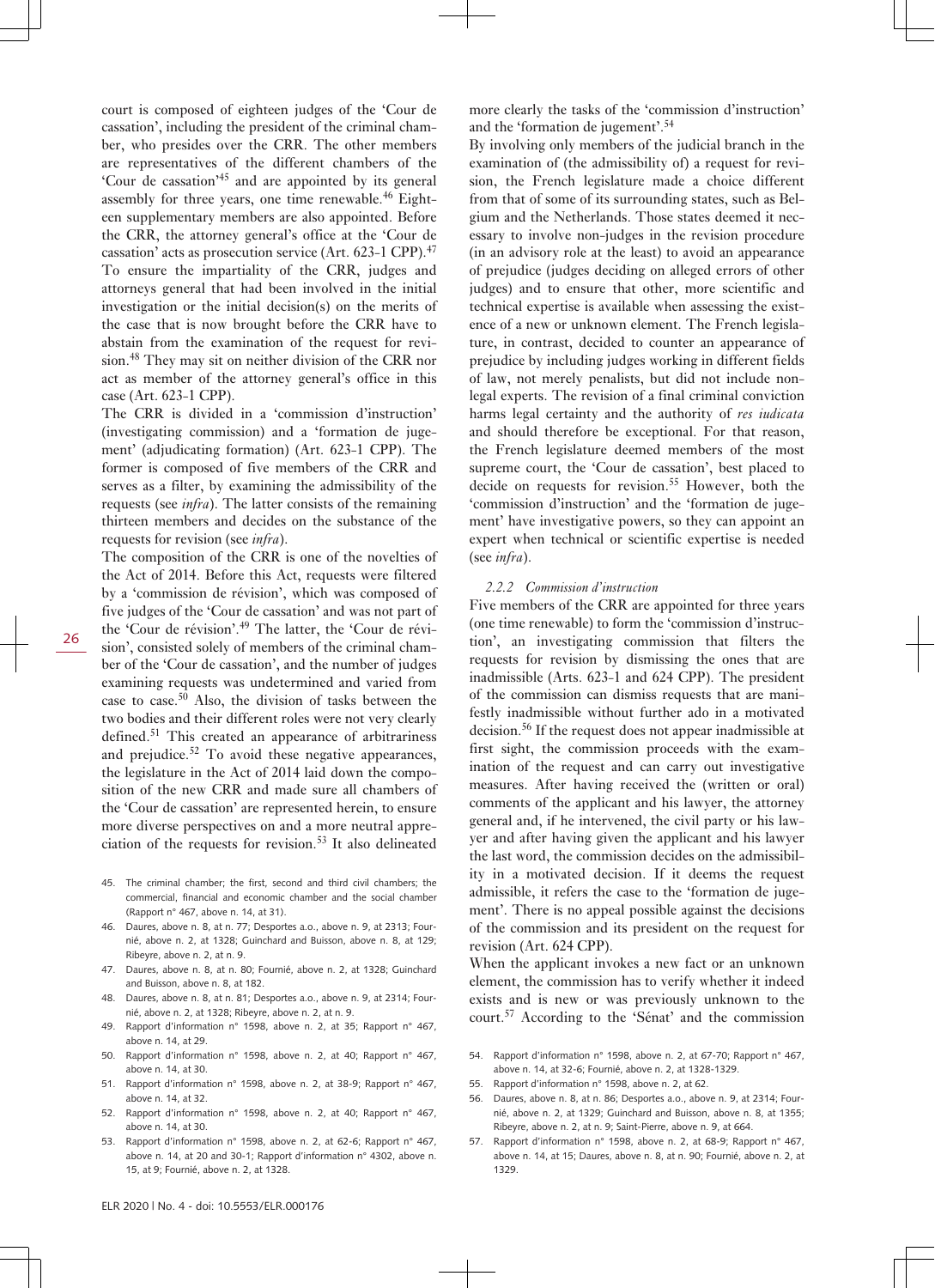court is composed of eighteen judges of the 'Cour de cassation', including the president of the criminal chamber, who presides over the CRR. The other members are representatives of the different chambers of the 'Cour de cassation'[45] and are appointed by its general assembly for three years, one time renewable.[46] Eighteen supplementary members are also appointed. Before the CRR, the attorney general's office at the 'Cour de cassation' acts as prosecution service (Art. 623-1 CPP).[47] To ensure the impartiality of the CRR, judges and attorneys general that had been involved in the initial investigation or the initial decision(s) on the merits of the case that is now brought before the CRR have to abstain from the examination of the request for revision.[48] They may sit on neither division of the CRR nor act as member of the attorney general's office in this case (Art. 623-1 CPP).

The CRR is divided in a 'commission d'instruction' (investigating commission) and a 'formation de jugement' (adjudicating formation) (Art. 623-1 CPP). The former is composed of five members of the CRR and serves as a filter, by examining the admissibility of the requests (see *infra*). The latter consists of the remaining thirteen members and decides on the substance of the requests for revision (see *infra*).

The composition of the CRR is one of the novelties of the Act of 2014. Before this Act, requests were filtered by a 'commission de révision', which was composed of five judges of the 'Cour de cassation' and was not part of the 'Cour de révision'.[49] The latter, the 'Cour de révision', consisted solely of members of the criminal chamber of the 'Cour de cassation', and the number of judges examining requests was undetermined and varied from case to case.[50] Also, the division of tasks between the two bodies and their different roles were not very clearly defined.[51] This created an appearance of arbitrariness and prejudice.[52] To avoid these negative appearances, the legislature in the Act of 2014 laid down the composition of the new CRR and made sure all chambers of the 'Cour de cassation' are represented herein, to ensure more diverse perspectives on and a more neutral appreciation of the requests for revision.[53] It also delineated more clearly the tasks of the 'commission d'instruction' and the 'formation de jugement'.[54]

By involving only members of the judicial branch in the examination of (the admissibility of) a request for revision, the French legislature made a choice different from that of some of its surrounding states, such as Belgium and the Netherlands. Those states deemed it necessary to involve non-judges in the revision procedure (in an advisory role at the least) to avoid an appearance of prejudice (judges deciding on alleged errors of other judges) and to ensure that other, more scientific and technical expertise is available when assessing the existence of a new or unknown element. The French legislature, in contrast, decided to counter an appearance of prejudice by including judges working in different fields of law, not merely penalists, but did not include non-legal experts. The revision of a final criminal conviction harms legal certainty and the authority of *res iudicata* and should therefore be exceptional. For that reason, the French legislature deemed members of the most supreme court, the 'Cour de cassation', best placed to decide on requests for revision.[55] However, both the 'commission d'instruction' and the 'formation de jugement' have investigative powers, so they can appoint an expert when technical or scientific expertise is needed (see *infra*).

#### *2.2.2 Commission d'instruction*

Five members of the CRR are appointed for three years (one time renewable) to form the 'commission d'instruction', an investigating commission that filters the requests for revision by dismissing the ones that are inadmissible (Arts. 623-1 and 624 CPP). The president of the commission can dismiss requests that are manifestly inadmissible without further ado in a motivated decision.[56] If the request does not appear inadmissible at first sight, the commission proceeds with the examination of the request and can carry out investigative measures. After having received the (written or oral) comments of the applicant and his lawyer, the attorney general and, if he intervened, the civil party or his lawyer and after having given the applicant and his lawyer the last word, the commission decides on the admissibility in a motivated decision. If it deems the request admissible, it refers the case to the 'formation de jugement'. There is no appeal possible against the decisions of the commission and its president on the request for revision (Art. 624 CPP).

When the applicant invokes a new fact or an unknown element, the commission has to verify whether it indeed exists and is new or was previously unknown to the court.[57] According to the 'Sénat' and the commission

45. The criminal chamber; the first, second and third civil chambers; the commercial, financial and economic chamber and the social chamber (Rapport n° 467, above n. 14, at 31).
46. Daures, above n. 8, at n. 77; Desportes a.o., above n. 9, at 2313; Fournié, above n. 2, at 1328; Guinchard and Buisson, above n. 8, at 129; Ribeyre, above n. 2, at n. 9.
47. Daures, above n. 8, at n. 80; Fournié, above n. 2, at 1328; Guinchard and Buisson, above n. 8, at 182.
48. Daures, above n. 8, at n. 81; Desportes a.o., above n. 9, at 2314; Fournié, above n. 2, at 1328; Ribeyre, above n. 2, at n. 9.
49. Rapport d'information n° 1598, above n. 2, at 35; Rapport n° 467, above n. 14, at 29.
50. Rapport d'information n° 1598, above n. 2, at 40; Rapport n° 467, above n. 14, at 30.
51. Rapport d'information n° 1598, above n. 2, at 38-9; Rapport n° 467, above n. 14, at 32.
52. Rapport d'information n° 1598, above n. 2, at 40; Rapport n° 467, above n. 14, at 30.
53. Rapport d'information n° 1598, above n. 2, at 62-6; Rapport n° 467, above n. 14, at 20 and 30-1; Rapport d'information n° 4302, above n. 15, at 9; Fournié, above n. 2, at 1328.
54. Rapport d'information n° 1598, above n. 2, at 67-70; Rapport n° 467, above n. 14, at 32-6; Fournié, above n. 2, at 1328-1329.
55. Rapport d'information n° 1598, above n. 2, at 62.
56. Daures, above n. 8, at n. 86; Desportes a.o., above n. 9, at 2314; Fournié, above n. 2, at 1329; Guinchard and Buisson, above n. 8, at 1355; Ribeyre, above n. 2, at n. 9; Saint-Pierre, above n. 9, at 664.
57. Rapport d'information n° 1598, above n. 2, at 68-9; Rapport n° 467, above n. 14, at 15; Daures, above n. 8, at n. 90; Fournié, above n. 2, at 1329.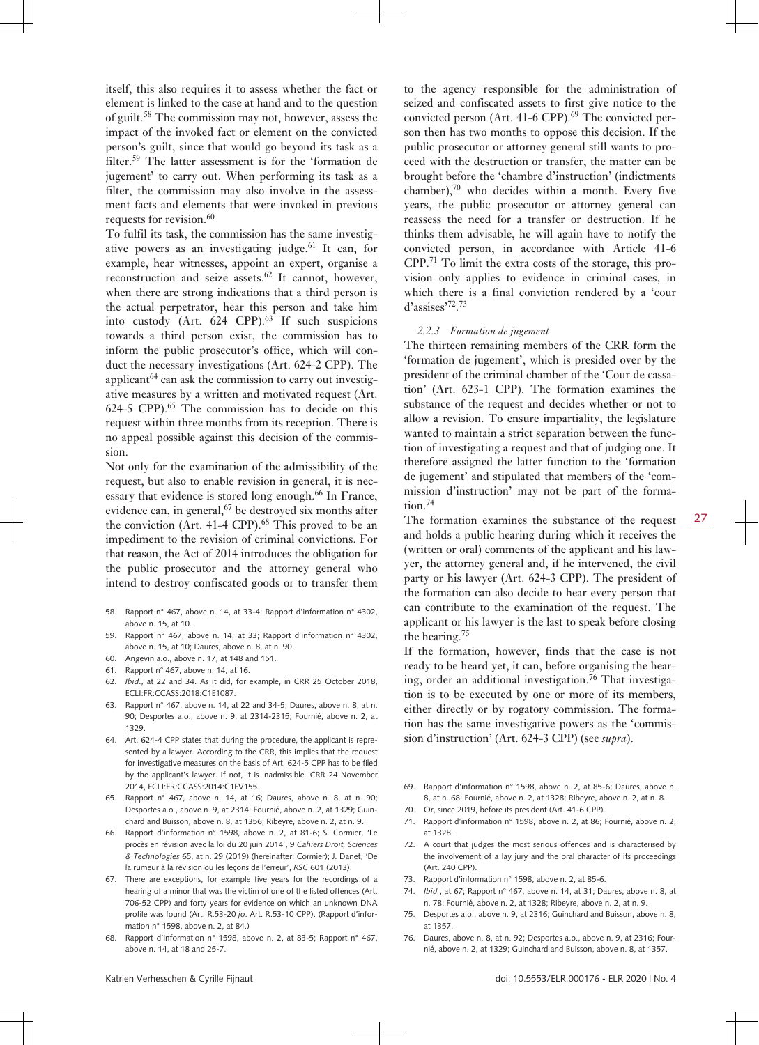itself, this also requires it to assess whether the fact or element is linked to the case at hand and to the question of guilt.[58] The commission may not, however, assess the impact of the invoked fact or element on the convicted person's guilt, since that would go beyond its task as a filter.[59] The latter assessment is for the 'formation de jugement' to carry out. When performing its task as a filter, the commission may also involve in the assessment facts and elements that were invoked in previous requests for revision.[60]

To fulfil its task, the commission has the same investigative powers as an investigating judge.[61] It can, for example, hear witnesses, appoint an expert, organise a reconstruction and seize assets.[62] It cannot, however, when there are strong indications that a third person is the actual perpetrator, hear this person and take him into custody (Art. 624 CPP).[63] If such suspicions towards a third person exist, the commission has to inform the public prosecutor's office, which will conduct the necessary investigations (Art. 624-2 CPP). The applicant[64] can ask the commission to carry out investigative measures by a written and motivated request (Art. 624-5 CPP).[65] The commission has to decide on this request within three months from its reception. There is no appeal possible against this decision of the commission.

Not only for the examination of the admissibility of the request, but also to enable revision in general, it is necessary that evidence is stored long enough.[66] In France, evidence can, in general,[67] be destroyed six months after the conviction (Art. 41-4 CPP).[68] This proved to be an impediment to the revision of criminal convictions. For that reason, the Act of 2014 introduces the obligation for the public prosecutor and the attorney general who intend to destroy confiscated goods or to transfer them to the agency responsible for the administration of seized and confiscated assets to first give notice to the convicted person (Art. 41-6 CPP).[69] The convicted person then has two months to oppose this decision. If the public prosecutor or attorney general still wants to proceed with the destruction or transfer, the matter can be brought before the 'chambre d'instruction' (indictments chamber),[70] who decides within a month. Every five years, the public prosecutor or attorney general can reassess the need for a transfer or destruction. If he thinks them advisable, he will again have to notify the convicted person, in accordance with Article 41-6 CPP.[71] To limit the extra costs of the storage, this provision only applies to evidence in criminal cases, in which there is a final conviction rendered by a 'cour d'assises'[72].[73]

### *2.2.3 Formation de jugement*

The thirteen remaining members of the CRR form the 'formation de jugement', which is presided over by the president of the criminal chamber of the 'Cour de cassation' (Art. 623-1 CPP). The formation examines the substance of the request and decides whether or not to allow a revision. To ensure impartiality, the legislature wanted to maintain a strict separation between the function of investigating a request and that of judging one. It therefore assigned the latter function to the 'formation de jugement' and stipulated that members of the 'commission d'instruction' may not be part of the formation.[74]

The formation examines the substance of the request and holds a public hearing during which it receives the (written or oral) comments of the applicant and his lawyer, the attorney general and, if he intervened, the civil party or his lawyer (Art. 624-3 CPP). The president of the formation can also decide to hear every person that can contribute to the examination of the request. The applicant or his lawyer is the last to speak before closing the hearing.[75]

If the formation, however, finds that the case is not ready to be heard yet, it can, before organising the hearing, order an additional investigation.[76] That investigation is to be executed by one or more of its members, either directly or by rogatory commission. The formation has the same investigative powers as the 'commission d'instruction' (Art. 624-3 CPP) (see *supra*).

---

58. Rapport n° 467, above n. 14, at 33-4; Rapport d'information n° 4302, above n. 15, at 10.
59. Rapport n° 467, above n. 14, at 33; Rapport d'information n° 4302, above n. 15, at 10; Daures, above n. 8, at n. 90.
60. Angevin a.o., above n. 17, at 148 and 151.
61. Rapport n° 467, above n. 14, at 16.
62. *Ibid.*, at 22 and 34. As it did, for example, in CRR 25 October 2018, ECLI:FR:CCASS:2018:C1E1087.
63. Rapport n° 467, above n. 14, at 22 and 34-5; Daures, above n. 8, at n. 90; Desportes a.o., above n. 9, at 2314-2315; Fournié, above n. 2, at 1329.
64. Art. 624-4 CPP states that during the procedure, the applicant is represented by a lawyer. According to the CRR, this implies that the request for investigative measures on the basis of Art. 624-5 CPP has to be filed by the applicant's lawyer. If not, it is inadmissible. CRR 24 November 2014, ECLI:FR:CCASS:2014:C1EV155.
65. Rapport n° 467, above n. 14, at 16; Daures, above n. 8, at n. 90; Desportes a.o., above n. 9, at 2314; Fournié, above n. 2, at 1329; Guinchard and Buisson, above n. 8, at 1356; Ribeyre, above n. 2, at n. 9.
66. Rapport d'information n° 1598, above n. 2, at 81-6; S. Cormier, 'Le procès en révision avec la loi du 20 juin 2014', 9 *Cahiers Droit, Sciences & Technologies* 65, at n. 29 (2019) (hereinafter: Cormier); J. Danet, 'De la rumeur à la révision ou les leçons de l'erreur', *RSC* 601 (2013).
67. There are exceptions, for example five years for the recordings of a hearing of a minor that was the victim of one of the listed offences (Art. 706-52 CPP) and forty years for evidence on which an unknown DNA profile was found (Art. R.53-20 *jo*. Art. R.53-10 CPP). (Rapport d'information n° 1598, above n. 2, at 84.)
68. Rapport d'information n° 1598, above n. 2, at 83-5; Rapport n° 467, above n. 14, at 18 and 25-7.
69. Rapport d'information n° 1598, above n. 2, at 85-6; Daures, above n. 8, at n. 68; Fournié, above n. 2, at 1328; Ribeyre, above n. 2, at n. 8.
70. Or, since 2019, before its president (Art. 41-6 CPP).
71. Rapport d'information n° 1598, above n. 2, at 86; Fournié, above n. 2, at 1328.
72. A court that judges the most serious offences and is characterised by the involvement of a lay jury and the oral character of its proceedings (Art. 240 CPP).
73. Rapport d'information n° 1598, above n. 2, at 85-6.
74. *Ibid.*, at 67; Rapport n° 467, above n. 14, at 31; Daures, above n. 8, at n. 78; Fournié, above n. 2, at 1328; Ribeyre, above n. 2, at n. 9.
75. Desportes a.o., above n. 9, at 2316; Guinchard and Buisson, above n. 8, at 1357.
76. Daures, above n. 8, at n. 92; Desportes a.o., above n. 9, at 2316; Fournié, above n. 2, at 1329; Guinchard and Buisson, above n. 8, at 1357.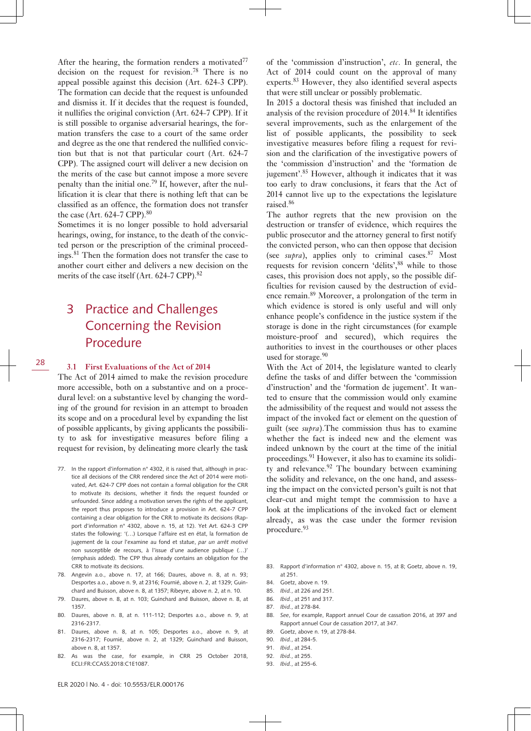After the hearing, the formation renders a motivated[77] decision on the request for revision.[78] There is no appeal possible against this decision (Art. 624-3 CPP). The formation can decide that the request is unfounded and dismiss it. If it decides that the request is founded, it nullifies the original conviction (Art. 624-7 CPP). If it is still possible to organise adversarial hearings, the formation transfers the case to a court of the same order and degree as the one that rendered the nullified conviction but that is not that particular court (Art. 624-7 CPP). The assigned court will deliver a new decision on the merits of the case but cannot impose a more severe penalty than the initial one.[79] If, however, after the nullification it is clear that there is nothing left that can be classified as an offence, the formation does not transfer the case (Art. 624-7 CPP).[80]

Sometimes it is no longer possible to hold adversarial hearings, owing, for instance, to the death of the convicted person or the prescription of the criminal proceedings.[81] Then the formation does not transfer the case to another court either and delivers a new decision on the merits of the case itself (Art. 624-7 CPP).[82]

# 3 Practice and Challenges Concerning the Revision Procedure

## 3.1 First Evaluations of the Act of 2014

The Act of 2014 aimed to make the revision procedure more accessible, both on a substantive and on a procedural level: on a substantive level by changing the wording of the ground for revision in an attempt to broaden its scope and on a procedural level by expanding the list of possible applicants, by giving applicants the possibility to ask for investigative measures before filing a request for revision, by delineating more clearly the task of the 'commission d'instruction', *etc*. In general, the Act of 2014 could count on the approval of many experts.[83] However, they also identified several aspects that were still unclear or possibly problematic.

In 2015 a doctoral thesis was finished that included an analysis of the revision procedure of 2014.[84] It identifies several improvements, such as the enlargement of the list of possible applicants, the possibility to seek investigative measures before filing a request for revision and the clarification of the investigative powers of the 'commission d'instruction' and the 'formation de jugement'.[85] However, although it indicates that it was too early to draw conclusions, it fears that the Act of 2014 cannot live up to the expectations the legislature raised.[86]

The author regrets that the new provision on the destruction or transfer of evidence, which requires the public prosecutor and the attorney general to first notify the convicted person, who can then oppose that decision (see *supra*), applies only to criminal cases.[87] Most requests for revision concern 'délits',[88] while to those cases, this provision does not apply, so the possible difficulties for revision caused by the destruction of evidence remain.[89] Moreover, a prolongation of the term in which evidence is stored is only useful and will only enhance people's confidence in the justice system if the storage is done in the right circumstances (for example moisture-proof and secured), which requires the authorities to invest in the courthouses or other places used for storage.[90]

With the Act of 2014, the legislature wanted to clearly define the tasks of and differ between the 'commission d'instruction' and the 'formation de jugement'. It wanted to ensure that the commission would only examine the admissibility of the request and would not assess the impact of the invoked fact or element on the question of guilt (see *supra*).The commission thus has to examine whether the fact is indeed new and the element was indeed unknown by the court at the time of the initial proceedings.[91] However, it also has to examine its solidity and relevance.[92] The boundary between examining the solidity and relevance, on the one hand, and assessing the impact on the convicted person's guilt is not that clear-cut and might tempt the commission to have a look at the implications of the invoked fact or element already, as was the case under the former revision procedure.[93]

---

77. In the rapport d'information n° 4302, it is raised that, although in practice all decisions of the CRR rendered since the Act of 2014 were motivated, Art. 624-7 CPP does not contain a formal obligation for the CRR to motivate its decisions, whether it finds the request founded or unfounded. Since adding a motivation serves the rights of the applicant, the report thus proposes to introduce a provision in Art. 624-7 CPP containing a clear obligation for the CRR to motivate its decisions (Rapport d'information n° 4302, above n. 15, at 12). Yet Art. 624-3 CPP states the following: '(…) Lorsque l'affaire est en état, la formation de jugement de la cour l'examine au fond et statue, *par un arrêt motivé* non susceptible de recours, à l'issue d'une audience publique (…)' (emphasis added). The CPP thus already contains an obligation for the CRR to motivate its decisions.
78. Angevin a.o., above n. 17, at 166; Daures, above n. 8, at n. 93; Desportes a.o., above n. 9, at 2316; Fournié, above n. 2, at 1329; Guinchard and Buisson, above n. 8, at 1357; Ribeyre, above n. 2, at n. 10.
79. Daures, above n. 8, at n. 103; Guinchard and Buisson, above n. 8, at 1357.
80. Daures, above n. 8, at n. 111-112; Desportes a.o., above n. 9, at 2316-2317.
81. Daures, above n. 8, at n. 105; Desportes a.o., above n. 9, at 2316-2317; Fournié, above n. 2, at 1329; Guinchard and Buisson, above n. 8, at 1357.
82. As was the case, for example, in CRR 25 October 2018, ECLI:FR:CCASS:2018:C1E1087.
83. Rapport d'information n° 4302, above n. 15, at 8; Goetz, above n. 19, at 251.
84. Goetz, above n. 19.
85. *Ibid.*, at 226 and 251.
86. *Ibid.*, at 251 and 317.
87. *Ibid.*, at 278-84.
88. *See*, for example, Rapport annuel Cour de cassation 2016, at 397 and Rapport annuel Cour de cassation 2017, at 347.
89. Goetz, above n. 19, at 278-84.
90. *Ibid.*, at 284-5.
91. *Ibid.*, at 254.
92. *Ibid.*, at 255.
93. *Ibid.*, at 255-6.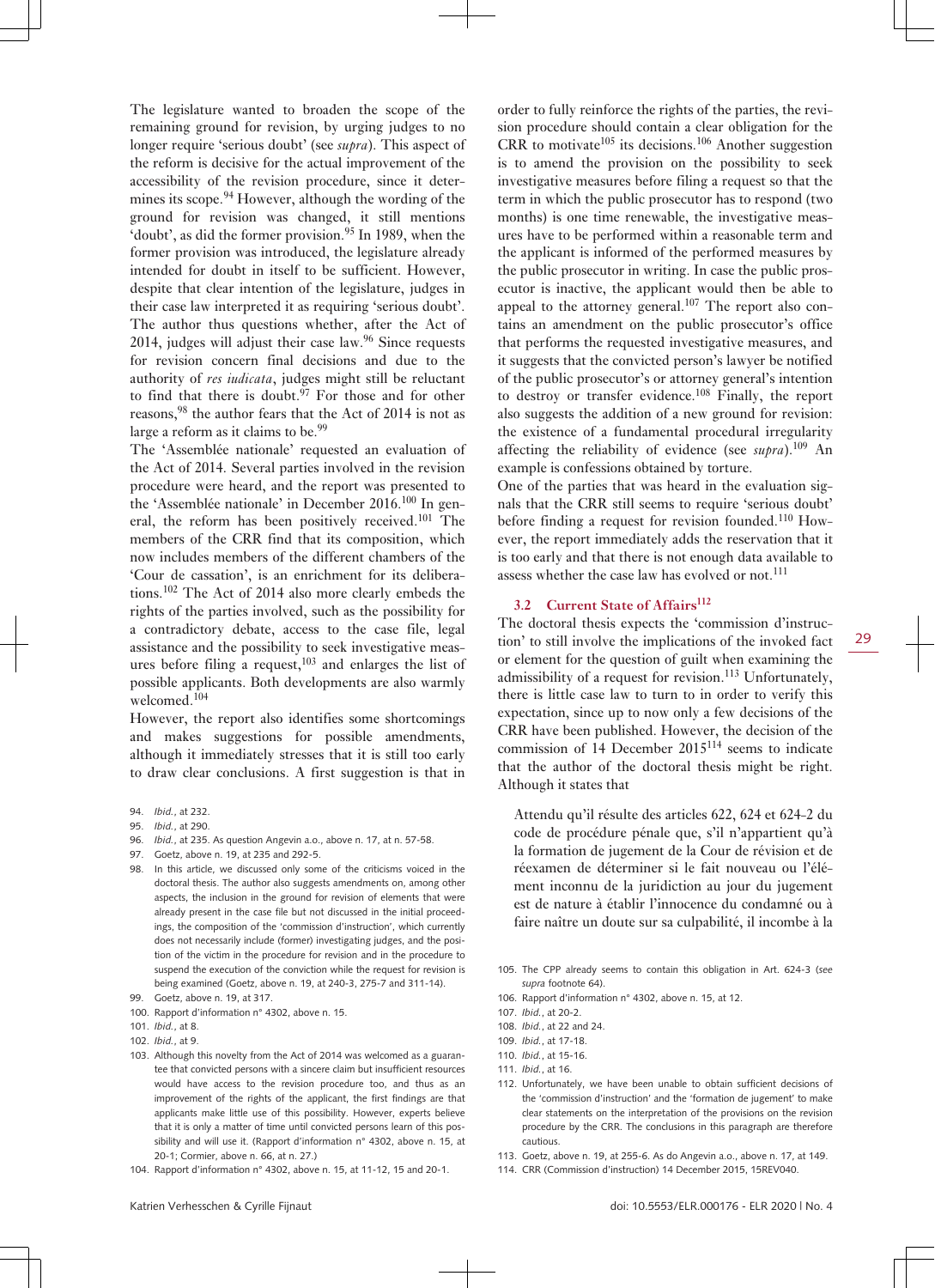The legislature wanted to broaden the scope of the remaining ground for revision, by urging judges to no longer require 'serious doubt' (see *supra*). This aspect of the reform is decisive for the actual improvement of the accessibility of the revision procedure, since it determines its scope.[94] However, although the wording of the ground for revision was changed, it still mentions 'doubt', as did the former provision.[95] In 1989, when the former provision was introduced, the legislature already intended for doubt in itself to be sufficient. However, despite that clear intention of the legislature, judges in their case law interpreted it as requiring 'serious doubt'. The author thus questions whether, after the Act of 2014, judges will adjust their case law.[96] Since requests for revision concern final decisions and due to the authority of *res iudicata*, judges might still be reluctant to find that there is doubt.[97] For those and for other reasons,[98] the author fears that the Act of 2014 is not as large a reform as it claims to be.[99]

The 'Assemblée nationale' requested an evaluation of the Act of 2014. Several parties involved in the revision procedure were heard, and the report was presented to the 'Assemblée nationale' in December 2016.[100] In general, the reform has been positively received.[101] The members of the CRR find that its composition, which now includes members of the different chambers of the 'Cour de cassation', is an enrichment for its deliberations.[102] The Act of 2014 also more clearly embeds the rights of the parties involved, such as the possibility for a contradictory debate, access to the case file, legal assistance and the possibility to seek investigative measures before filing a request,[103] and enlarges the list of possible applicants. Both developments are also warmly welcomed.[104]

However, the report also identifies some shortcomings and makes suggestions for possible amendments, although it immediately stresses that it is still too early to draw clear conclusions. A first suggestion is that in order to fully reinforce the rights of the parties, the revision procedure should contain a clear obligation for the CRR to motivate[105] its decisions.[106] Another suggestion is to amend the provision on the possibility to seek investigative measures before filing a request so that the term in which the public prosecutor has to respond (two months) is one time renewable, the investigative measures have to be performed within a reasonable term and the applicant is informed of the performed measures by the public prosecutor in writing. In case the public prosecutor is inactive, the applicant would then be able to appeal to the attorney general.[107] The report also contains an amendment on the public prosecutor's office that performs the requested investigative measures, and it suggests that the convicted person's lawyer be notified of the public prosecutor's or attorney general's intention to destroy or transfer evidence.[108] Finally, the report also suggests the addition of a new ground for revision: the existence of a fundamental procedural irregularity affecting the reliability of evidence (see *supra*).[109] An example is confessions obtained by torture.

One of the parties that was heard in the evaluation signals that the CRR still seems to require 'serious doubt' before finding a request for revision founded.[110] However, the report immediately adds the reservation that it is too early and that there is not enough data available to assess whether the case law has evolved or not.[111]

### 3.2 Current State of Affairs[112]

The doctoral thesis expects the 'commission d'instruction' to still involve the implications of the invoked fact or element for the question of guilt when examining the admissibility of a request for revision.[113] Unfortunately, there is little case law to turn to in order to verify this expectation, since up to now only a few decisions of the CRR have been published. However, the decision of the commission of 14 December 2015[114] seems to indicate that the author of the doctoral thesis might be right. Although it states that

> Attendu qu'il résulte des articles 622, 624 et 624-2 du code de procédure pénale que, s'il n'appartient qu'à la formation de jugement de la Cour de révision et de réexamen de déterminer si le fait nouveau ou l'élément inconnu de la juridiction au jour du jugement est de nature à établir l'innocence du condamné ou à faire naître un doute sur sa culpabilité, il incombe à la

---

94. *Ibid.*, at 232.
95. *Ibid.*, at 290.
96. *Ibid.*, at 235. As question Angevin a.o., above n. 17, at n. 57-58.
97. Goetz, above n. 19, at 235 and 292-5.
98. In this article, we discussed only some of the criticisms voiced in the doctoral thesis. The author also suggests amendments on, among other aspects, the inclusion in the ground for revision of elements that were already present in the case file but not discussed in the initial proceedings, the composition of the 'commission d'instruction', which currently does not necessarily include (former) investigating judges, and the position of the victim in the procedure for revision and in the procedure to suspend the execution of the conviction while the request for revision is being examined (Goetz, above n. 19, at 240-3, 275-7 and 311-14).
99. Goetz, above n. 19, at 317.
100. Rapport d'information n° 4302, above n. 15.
101. *Ibid.*, at 8.
102. *Ibid.*, at 9.
103. Although this novelty from the Act of 2014 was welcomed as a guarantee that convicted persons with a sincere claim but insufficient resources would have access to the revision procedure too, and thus as an improvement of the rights of the applicant, the first findings are that applicants make little use of this possibility. However, experts believe that it is only a matter of time until convicted persons learn of this possibility and will use it. (Rapport d'information n° 4302, above n. 15, at 20-1; Cormier, above n. 66, at n. 27.)
104. Rapport d'information n° 4302, above n. 15, at 11-12, 15 and 20-1.
105. The CPP already seems to contain this obligation in Art. 624-3 (*see supra* footnote 64).
106. Rapport d'information n° 4302, above n. 15, at 12.
107. *Ibid.*, at 20-2.
108. *Ibid.*, at 22 and 24.
109. *Ibid.*, at 17-18.
110. *Ibid.*, at 15-16.
111. *Ibid.*, at 16.
112. Unfortunately, we have been unable to obtain sufficient decisions of the 'commission d'instruction' and the 'formation de jugement' to make clear statements on the interpretation of the provisions on the revision procedure by the CRR. The conclusions in this paragraph are therefore cautious.
113. Goetz, above n. 19, at 255-6. As do Angevin a.o., above n. 17, at 149.
114. CRR (Commission d'instruction) 14 December 2015, 15REV040.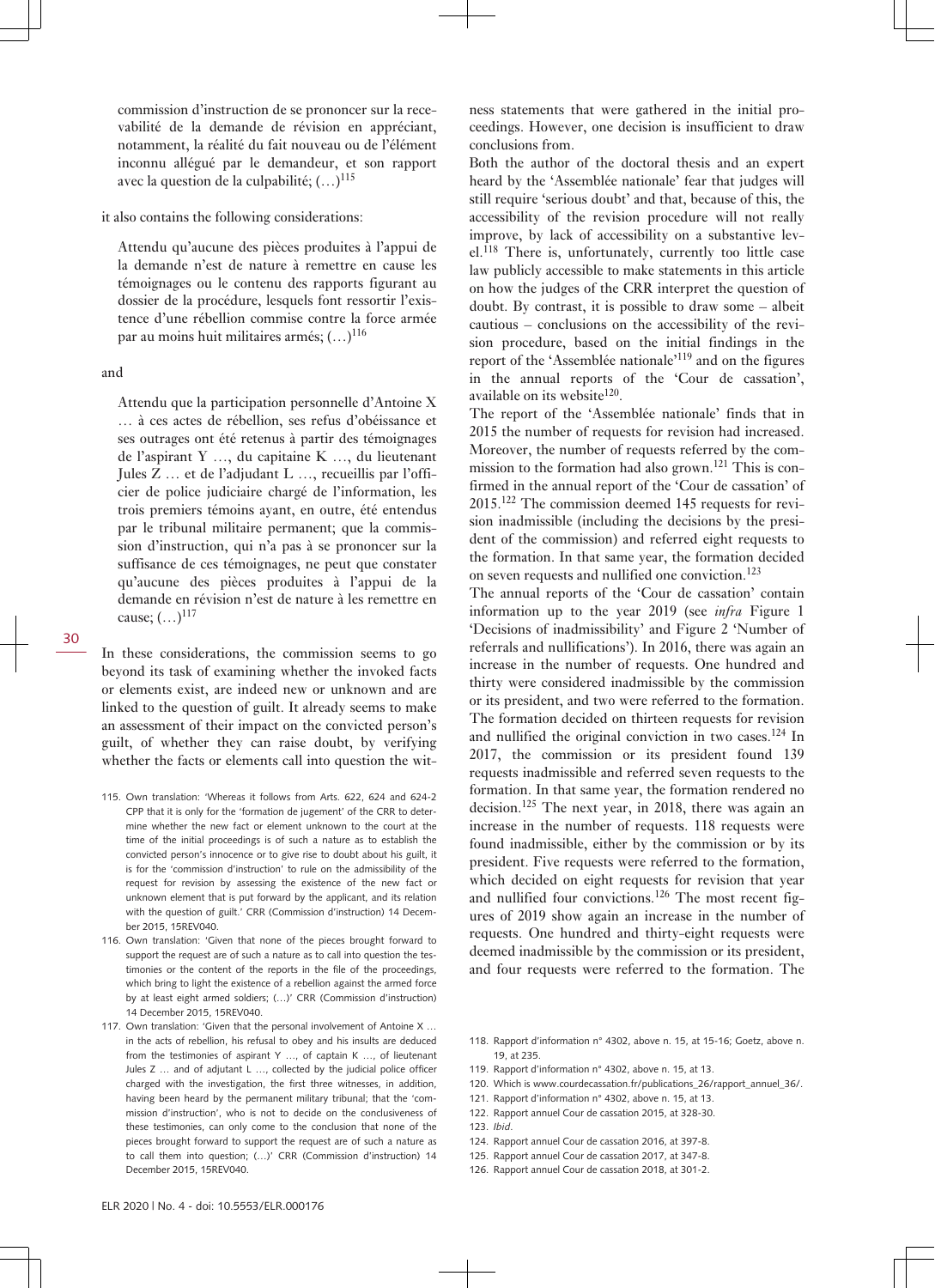commission d'instruction de se prononcer sur la recevabilité de la demande de révision en appréciant, notamment, la réalité du fait nouveau ou de l'élément inconnu allégué par le demandeur, et son rapport avec la question de la culpabilité; (…)[115]

it also contains the following considerations:

> Attendu qu'aucune des pièces produites à l'appui de la demande n'est de nature à remettre en cause les témoignages ou le contenu des rapports figurant au dossier de la procédure, lesquels font ressortir l'existence d'une rébellion commise contre la force armée par au moins huit militaires armés; (…)[116]

and

> Attendu que la participation personnelle d'Antoine X … à ces actes de rébellion, ses refus d'obéissance et ses outrages ont été retenus à partir des témoignages de l'aspirant Y …, du capitaine K …, du lieutenant Jules Z … et de l'adjudant L …, recueillis par l'officier de police judiciaire chargé de l'information, les trois premiers témoins ayant, en outre, été entendus par le tribunal militaire permanent; que la commission d'instruction, qui n'a pas à se prononcer sur la suffisance de ces témoignages, ne peut que constater qu'aucune des pièces produites à l'appui de la demande en révision n'est de nature à les remettre en cause; (…)[117]

In these considerations, the commission seems to go beyond its task of examining whether the invoked facts or elements exist, are indeed new or unknown and are linked to the question of guilt. It already seems to make an assessment of their impact on the convicted person's guilt, of whether they can raise doubt, by verifying whether the facts or elements call into question the witness statements that were gathered in the initial proceedings. However, one decision is insufficient to draw conclusions from.

Both the author of the doctoral thesis and an expert heard by the 'Assemblée nationale' fear that judges will still require 'serious doubt' and that, because of this, the accessibility of the revision procedure will not really improve, by lack of accessibility on a substantive level.[118] There is, unfortunately, currently too little case law publicly accessible to make statements in this article on how the judges of the CRR interpret the question of doubt. By contrast, it is possible to draw some – albeit cautious – conclusions on the accessibility of the revision procedure, based on the initial findings in the report of the 'Assemblée nationale'[119] and on the figures in the annual reports of the 'Cour de cassation', available on its website[120].

The report of the 'Assemblée nationale' finds that in 2015 the number of requests for revision had increased. Moreover, the number of requests referred by the commission to the formation had also grown.[121] This is confirmed in the annual report of the 'Cour de cassation' of 2015.[122] The commission deemed 145 requests for revision inadmissible (including the decisions by the president of the commission) and referred eight requests to the formation. In that same year, the formation decided on seven requests and nullified one conviction.[123]

The annual reports of the 'Cour de cassation' contain information up to the year 2019 (see *infra* Figure 1 'Decisions of inadmissibility' and Figure 2 'Number of referrals and nullifications'). In 2016, there was again an increase in the number of requests. One hundred and thirty were considered inadmissible by the commission or its president, and two were referred to the formation. The formation decided on thirteen requests for revision and nullified the original conviction in two cases.[124] In 2017, the commission or its president found 139 requests inadmissible and referred seven requests to the formation. In that same year, the formation rendered no decision.[125] The next year, in 2018, there was again an increase in the number of requests. 118 requests were found inadmissible, either by the commission or by its president. Five requests were referred to the formation, which decided on eight requests for revision that year and nullified four convictions.[126] The most recent figures of 2019 show again an increase in the number of requests. One hundred and thirty-eight requests were deemed inadmissible by the commission or its president, and four requests were referred to the formation. The

115. Own translation: 'Whereas it follows from Arts. 622, 624 and 624-2 CPP that it is only for the 'formation de jugement' of the CRR to determine whether the new fact or element unknown to the court at the time of the initial proceedings is of such a nature as to establish the convicted person's innocence or to give rise to doubt about his guilt, it is for the 'commission d'instruction' to rule on the admissibility of the request for revision by assessing the existence of the new fact or unknown element that is put forward by the applicant, and its relation with the question of guilt.' CRR (Commission d'instruction) 14 December 2015, 15REV040.
116. Own translation: 'Given that none of the pieces brought forward to support the request are of such a nature as to call into question the testimonies or the content of the reports in the file of the proceedings, which bring to light the existence of a rebellion against the armed force by at least eight armed soldiers; (…)' CRR (Commission d'instruction) 14 December 2015, 15REV040.
117. Own translation: 'Given that the personal involvement of Antoine X … in the acts of rebellion, his refusal to obey and his insults are deduced from the testimonies of aspirant Y …, of captain K …, of lieutenant Jules Z … and of adjutant L …, collected by the judicial police officer charged with the investigation, the first three witnesses, in addition, having been heard by the permanent military tribunal; that the 'commission d'instruction', who is not to decide on the conclusiveness of these testimonies, can only come to the conclusion that none of the pieces brought forward to support the request are of such a nature as to call them into question; (…)' CRR (Commission d'instruction) 14 December 2015, 15REV040.
118. Rapport d'information n° 4302, above n. 15, at 15-16; Goetz, above n. 19, at 235.
119. Rapport d'information n° 4302, above n. 15, at 13.
120. Which is www.courdecassation.fr/publications_26/rapport_annuel_36/.
121. Rapport d'information n° 4302, above n. 15, at 13.
122. Rapport annuel Cour de cassation 2015, at 328-30.
123. *Ibid*.
124. Rapport annuel Cour de cassation 2016, at 397-8.
125. Rapport annuel Cour de cassation 2017, at 347-8.
126. Rapport annuel Cour de cassation 2018, at 301-2.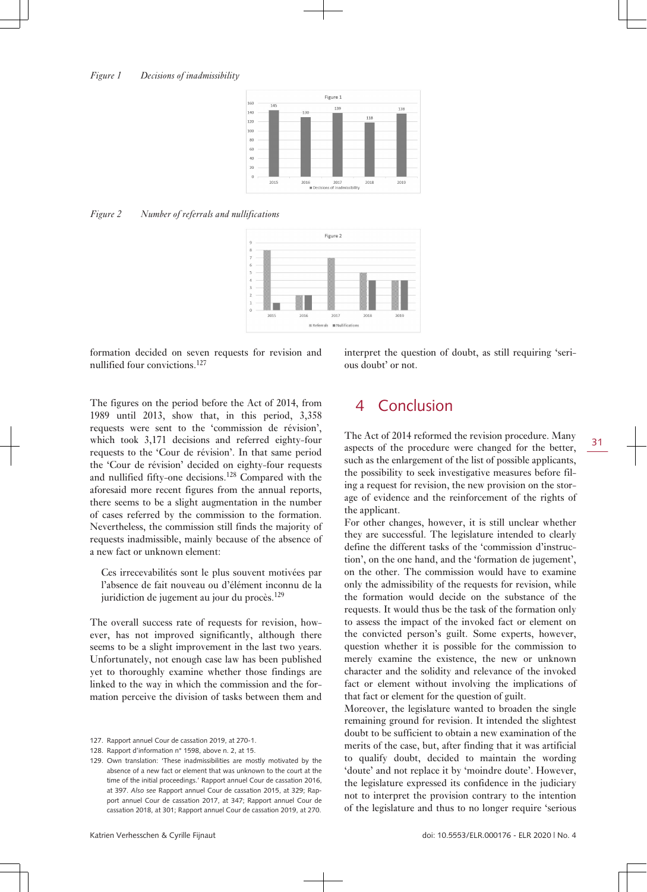*Figure 1* *Decisions of inadmissibility*

*Figure 2* *Number of referrals and nullifications*

formation decided on seven requests for revision and nullified four convictions.[127]

The figures on the period before the Act of 2014, from 1989 until 2013, show that, in this period, 3,358 requests were sent to the 'commission de révision', which took 3,171 decisions and referred eighty-four requests to the 'Cour de révision'. In that same period the 'Cour de révision' decided on eighty-four requests and nullified fifty-one decisions.[128] Compared with the aforesaid more recent figures from the annual reports, there seems to be a slight augmentation in the number of cases referred by the commission to the formation. Nevertheless, the commission still finds the majority of requests inadmissible, mainly because of the absence of a new fact or unknown element:

> Ces irrecevabilités sont le plus souvent motivées par l'absence de fait nouveau ou d'élément inconnu de la juridiction de jugement au jour du procès.[129]

The overall success rate of requests for revision, however, has not improved significantly, although there seems to be a slight improvement in the last two years. Unfortunately, not enough case law has been published yet to thoroughly examine whether those findings are linked to the way in which the commission and the formation perceive the division of tasks between them and interpret the question of doubt, as still requiring 'serious doubt' or not.

## 4 Conclusion

The Act of 2014 reformed the revision procedure. Many aspects of the procedure were changed for the better, such as the enlargement of the list of possible applicants, the possibility to seek investigative measures before filing a request for revision, the new provision on the storage of evidence and the reinforcement of the rights of the applicant.

For other changes, however, it is still unclear whether they are successful. The legislature intended to clearly define the different tasks of the 'commission d'instruction', on the one hand, and the 'formation de jugement', on the other. The commission would have to examine only the admissibility of the requests for revision, while the formation would decide on the substance of the requests. It would thus be the task of the formation only to assess the impact of the invoked fact or element on the convicted person's guilt. Some experts, however, question whether it is possible for the commission to merely examine the existence, the new or unknown character and the solidity and relevance of the invoked fact or element without involving the implications of that fact or element for the question of guilt.

Moreover, the legislature wanted to broaden the single remaining ground for revision. It intended the slightest doubt to be sufficient to obtain a new examination of the merits of the case, but, after finding that it was artificial to qualify doubt, decided to maintain the wording 'doute' and not replace it by 'moindre doute'. However, the legislature expressed its confidence in the judiciary not to interpret the provision contrary to the intention of the legislature and thus to no longer require 'serious

127. Rapport annuel Cour de cassation 2019, at 270-1.

128. Rapport d'information n° 1598, above n. 2, at 15.

129. Own translation: 'These inadmissibilities are mostly motivated by the absence of a new fact or element that was unknown to the court at the time of the initial proceedings.' Rapport annuel Cour de cassation 2016, at 397. *Also see* Rapport annuel Cour de cassation 2015, at 329; Rapport annuel Cour de cassation 2017, at 347; Rapport annuel Cour de cassation 2018, at 301; Rapport annuel Cour de cassation 2019, at 270.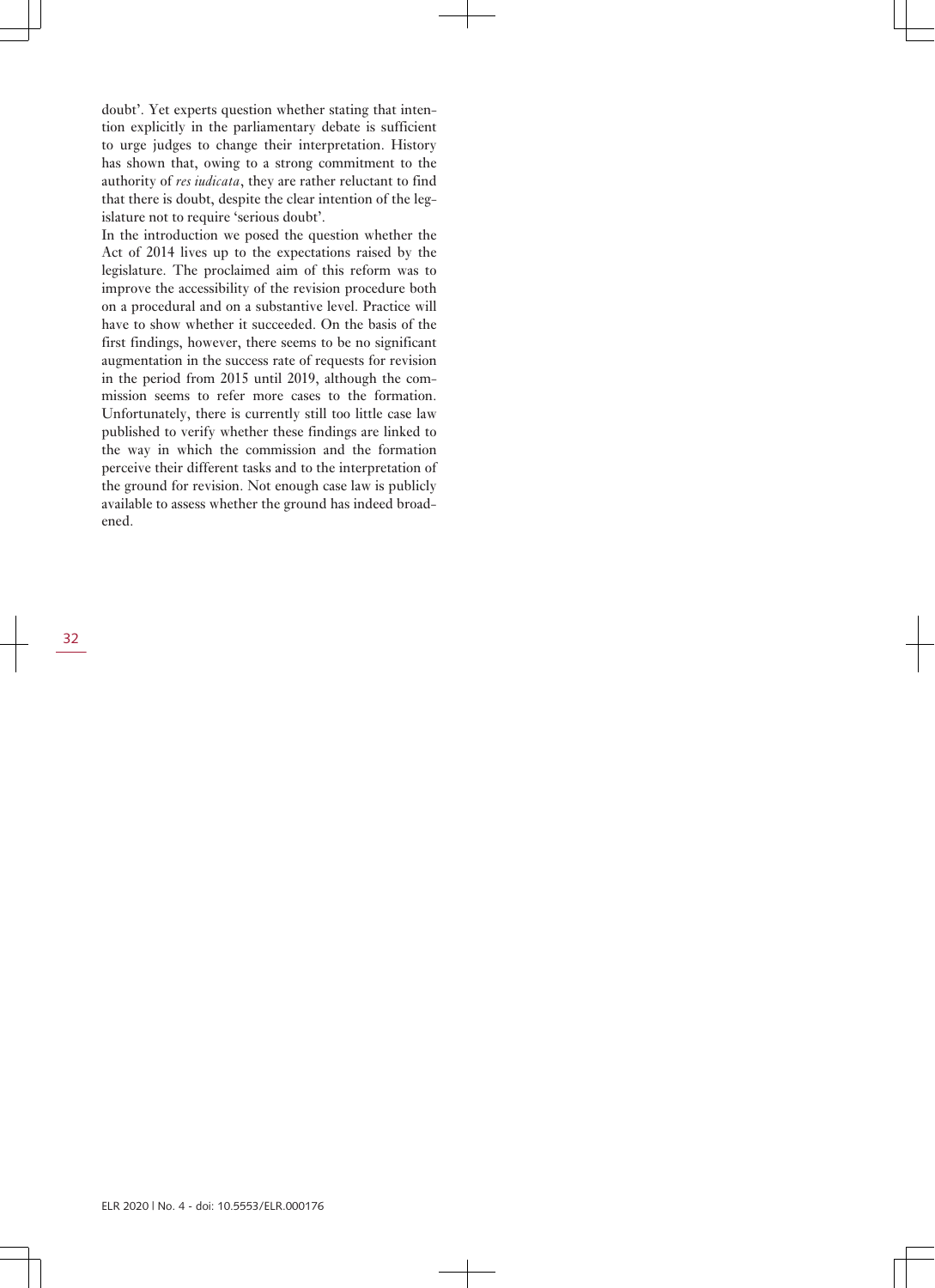doubt'. Yet experts question whether stating that intention explicitly in the parliamentary debate is sufficient to urge judges to change their interpretation. History has shown that, owing to a strong commitment to the authority of *res iudicata*, they are rather reluctant to find that there is doubt, despite the clear intention of the legislature not to require 'serious doubt'.

In the introduction we posed the question whether the Act of 2014 lives up to the expectations raised by the legislature. The proclaimed aim of this reform was to improve the accessibility of the revision procedure both on a procedural and on a substantive level. Practice will have to show whether it succeeded. On the basis of the first findings, however, there seems to be no significant augmentation in the success rate of requests for revision in the period from 2015 until 2019, although the commission seems to refer more cases to the formation. Unfortunately, there is currently still too little case law published to verify whether these findings are linked to the way in which the commission and the formation perceive their different tasks and to the interpretation of the ground for revision. Not enough case law is publicly available to assess whether the ground has indeed broadened.